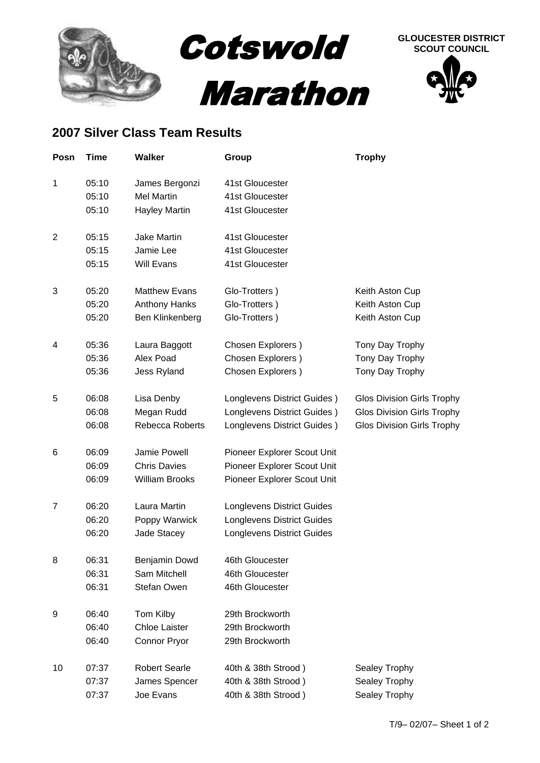# Cotswold Marathon

**GLOUCESTER DISTRICT SCOUT COUNCIL**

## 2007 Silver Class Team Results

| Posn | Time | Walker | Group | Trophy |
|---|---|---|---|---|
| 1 | 05:10 | James Bergonzi | 41st Gloucester | |
| | 05:10 | Mel Martin | 41st Gloucester | |
| | 05:10 | Hayley Martin | 41st Gloucester | |
| 2 | 05:15 | Jake Martin | 41st Gloucester | |
| | 05:15 | Jamie Lee | 41st Gloucester | |
| | 05:15 | Will Evans | 41st Gloucester | |
| 3 | 05:20 | Matthew Evans | Glo-Trotters ) | Keith Aston Cup |
| | 05:20 | Anthony Hanks | Glo-Trotters ) | Keith Aston Cup |
| | 05:20 | Ben Klinkenberg | Glo-Trotters ) | Keith Aston Cup |
| 4 | 05:36 | Laura Baggott | Chosen Explorers ) | Tony Day Trophy |
| | 05:36 | Alex Poad | Chosen Explorers ) | Tony Day Trophy |
| | 05:36 | Jess Ryland | Chosen Explorers ) | Tony Day Trophy |
| 5 | 06:08 | Lisa Denby | Longlevens District Guides ) | Glos Division Girls Trophy |
| | 06:08 | Megan Rudd | Longlevens District Guides ) | Glos Division Girls Trophy |
| | 06:08 | Rebecca Roberts | Longlevens District Guides ) | Glos Division Girls Trophy |
| 6 | 06:09 | Jamie Powell | Pioneer Explorer Scout Unit | |
| | 06:09 | Chris Davies | Pioneer Explorer Scout Unit | |
| | 06:09 | William Brooks | Pioneer Explorer Scout Unit | |
| 7 | 06:20 | Laura Martin | Longlevens District Guides | |
| | 06:20 | Poppy Warwick | Longlevens District Guides | |
| | 06:20 | Jade Stacey | Longlevens District Guides | |
| 8 | 06:31 | Benjamin Dowd | 46th Gloucester | |
| | 06:31 | Sam Mitchell | 46th Gloucester | |
| | 06:31 | Stefan Owen | 46th Gloucester | |
| 9 | 06:40 | Tom Kilby | 29th Brockworth | |
| | 06:40 | Chloe Laister | 29th Brockworth | |
| | 06:40 | Connor Pryor | 29th Brockworth | |
| 10 | 07:37 | Robert Searle | 40th & 38th Strood ) | Sealey Trophy |
| | 07:37 | James Spencer | 40th & 38th Strood ) | Sealey Trophy |
| | 07:37 | Joe Evans | 40th & 38th Strood ) | Sealey Trophy |

T/9– 02/07– Sheet 1 of 2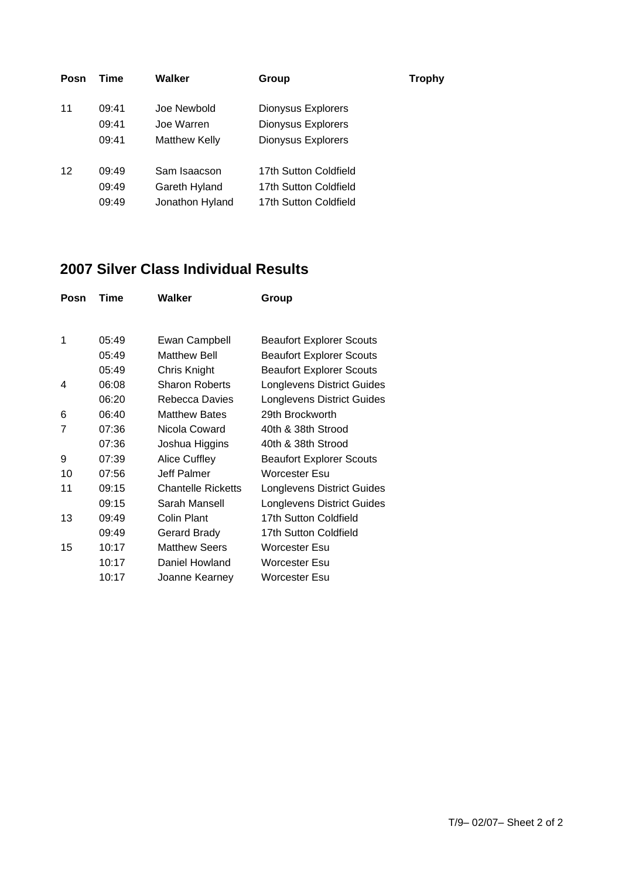| Posn | Time | Walker | Group | Trophy |
|---|---|---|---|---|
| 11 | 09:41 | Joe Newbold | Dionysus Explorers | |
| | 09:41 | Joe Warren | Dionysus Explorers | |
| | 09:41 | Matthew Kelly | Dionysus Explorers | |
| 12 | 09:49 | Sam Isaacson | 17th Sutton Coldfield | |
| | 09:49 | Gareth Hyland | 17th Sutton Coldfield | |
| | 09:49 | Jonathon Hyland | 17th Sutton Coldfield | |

## 2007 Silver Class Individual Results

| Posn | Time | Walker | Group |
|---|---|---|---|
| 1 | 05:49 | Ewan Campbell | Beaufort Explorer Scouts |
| | 05:49 | Matthew Bell | Beaufort Explorer Scouts |
| | 05:49 | Chris Knight | Beaufort Explorer Scouts |
| 4 | 06:08 | Sharon Roberts | Longlevens District Guides |
| | 06:20 | Rebecca Davies | Longlevens District Guides |
| 6 | 06:40 | Matthew Bates | 29th Brockworth |
| 7 | 07:36 | Nicola Coward | 40th & 38th Strood |
| | 07:36 | Joshua Higgins | 40th & 38th Strood |
| 9 | 07:39 | Alice Cuffley | Beaufort Explorer Scouts |
| 10 | 07:56 | Jeff Palmer | Worcester Esu |
| 11 | 09:15 | Chantelle Ricketts | Longlevens District Guides |
| | 09:15 | Sarah Mansell | Longlevens District Guides |
| 13 | 09:49 | Colin Plant | 17th Sutton Coldfield |
| | 09:49 | Gerard Brady | 17th Sutton Coldfield |
| 15 | 10:17 | Matthew Seers | Worcester Esu |
| | 10:17 | Daniel Howland | Worcester Esu |
| | 10:17 | Joanne Kearney | Worcester Esu |

T/9– 02/07– Sheet 2 of 2